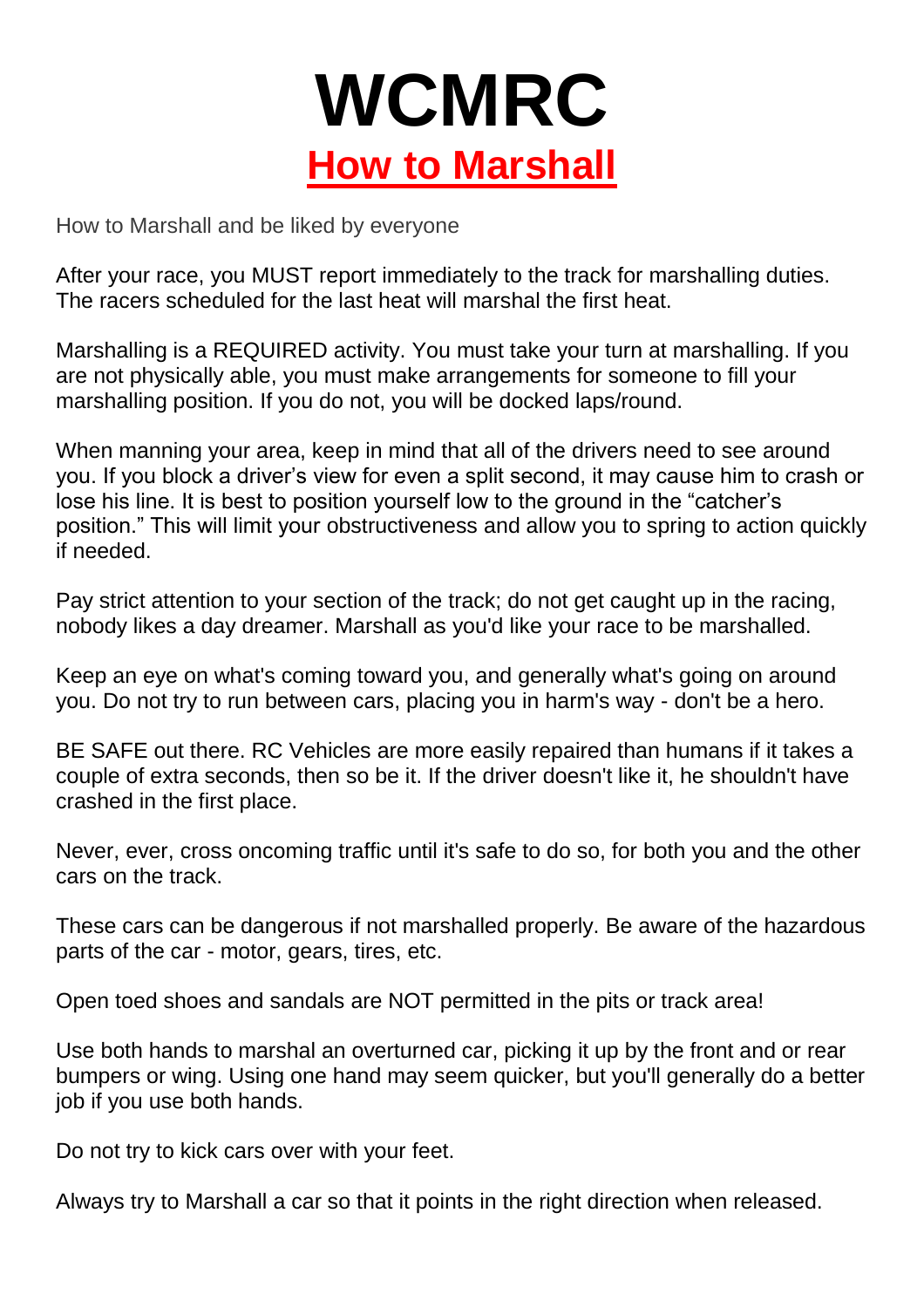# WCMRC

## How to Marshall

How to Marshall and be liked by everyone

After your race, you MUST report immediately to the track for marshalling duties. The racers scheduled for the last heat will marshal the first heat.

Marshalling is a REQUIRED activity. You must take your turn at marshalling. If you are not physically able, you must make arrangements for someone to fill your marshalling position. If you do not, you will be docked laps/round.

When manning your area, keep in mind that all of the drivers need to see around you. If you block a driver's view for even a split second, it may cause him to crash or lose his line. It is best to position yourself low to the ground in the "catcher's position." This will limit your obstructiveness and allow you to spring to action quickly if needed.

Pay strict attention to your section of the track; do not get caught up in the racing, nobody likes a day dreamer. Marshall as you'd like your race to be marshalled.

Keep an eye on what's coming toward you, and generally what's going on around you. Do not try to run between cars, placing you in harm's way - don't be a hero.

BE SAFE out there. RC Vehicles are more easily repaired than humans if it takes a couple of extra seconds, then so be it. If the driver doesn't like it, he shouldn't have crashed in the first place.

Never, ever, cross oncoming traffic until it's safe to do so, for both you and the other cars on the track.

These cars can be dangerous if not marshalled properly. Be aware of the hazardous parts of the car - motor, gears, tires, etc.

Open toed shoes and sandals are NOT permitted in the pits or track area!

Use both hands to marshal an overturned car, picking it up by the front and or rear bumpers or wing. Using one hand may seem quicker, but you'll generally do a better job if you use both hands.

Do not try to kick cars over with your feet.

Always try to Marshall a car so that it points in the right direction when released.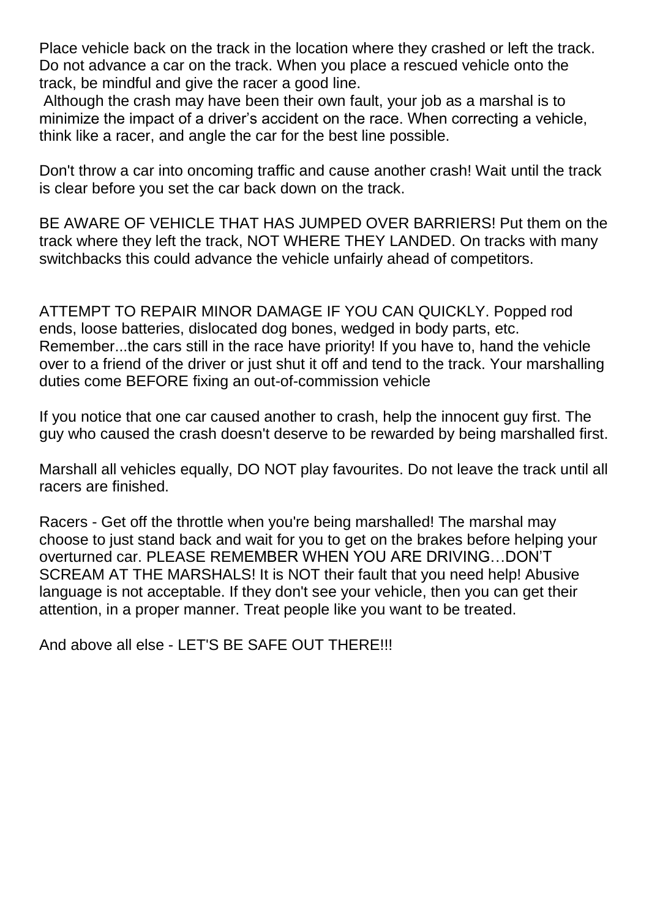Place vehicle back on the track in the location where they crashed or left the track. Do not advance a car on the track. When you place a rescued vehicle onto the track, be mindful and give the racer a good line.

Although the crash may have been their own fault, your job as a marshal is to minimize the impact of a driver's accident on the race. When correcting a vehicle, think like a racer, and angle the car for the best line possible.

Don't throw a car into oncoming traffic and cause another crash! Wait until the track is clear before you set the car back down on the track.

BE AWARE OF VEHICLE THAT HAS JUMPED OVER BARRIERS! Put them on the track where they left the track, NOT WHERE THEY LANDED. On tracks with many switchbacks this could advance the vehicle unfairly ahead of competitors.

ATTEMPT TO REPAIR MINOR DAMAGE IF YOU CAN QUICKLY. Popped rod ends, loose batteries, dislocated dog bones, wedged in body parts, etc. Remember...the cars still in the race have priority! If you have to, hand the vehicle over to a friend of the driver or just shut it off and tend to the track. Your marshalling duties come BEFORE fixing an out-of-commission vehicle

If you notice that one car caused another to crash, help the innocent guy first. The guy who caused the crash doesn't deserve to be rewarded by being marshalled first.

Marshall all vehicles equally, DO NOT play favourites. Do not leave the track until all racers are finished.

Racers - Get off the throttle when you're being marshalled! The marshal may choose to just stand back and wait for you to get on the brakes before helping your overturned car. PLEASE REMEMBER WHEN YOU ARE DRIVING…DON'T SCREAM AT THE MARSHALS! It is NOT their fault that you need help! Abusive language is not acceptable. If they don't see your vehicle, then you can get their attention, in a proper manner. Treat people like you want to be treated.

And above all else - LET'S BE SAFE OUT THERE!!!